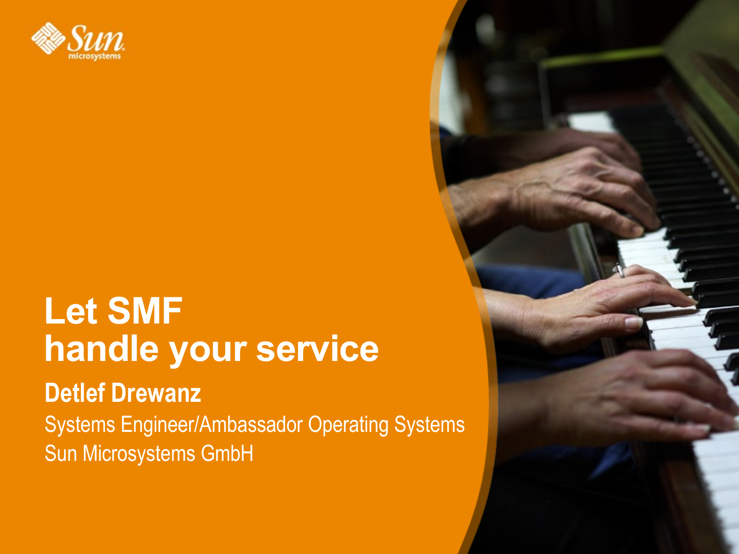# Let SMF handle your service

**Detlef Drewanz**

Systems Engineer/Ambassador Operating Systems

Sun Microsystems GmbH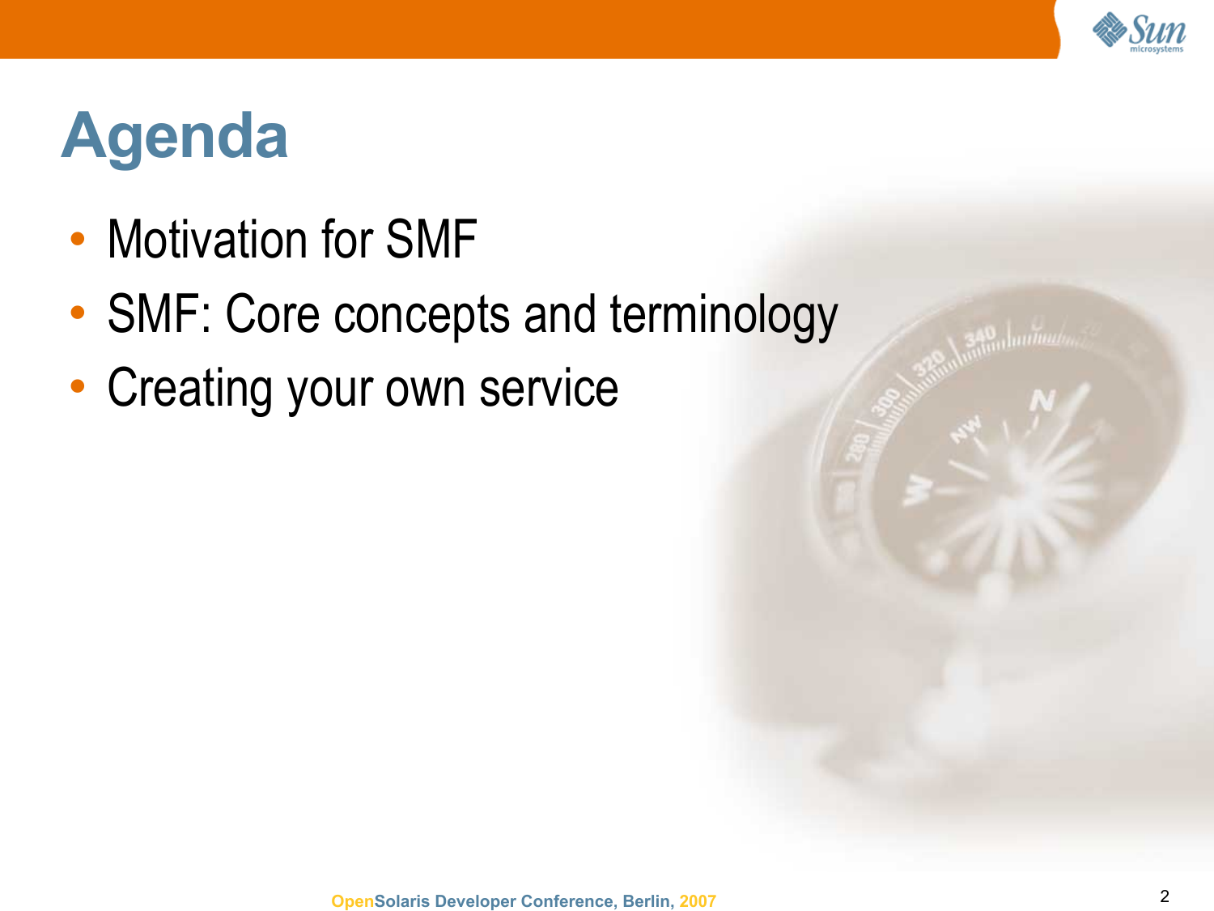# Agenda

- Motivation for SMF
- SMF: Core concepts and terminology
- Creating your own service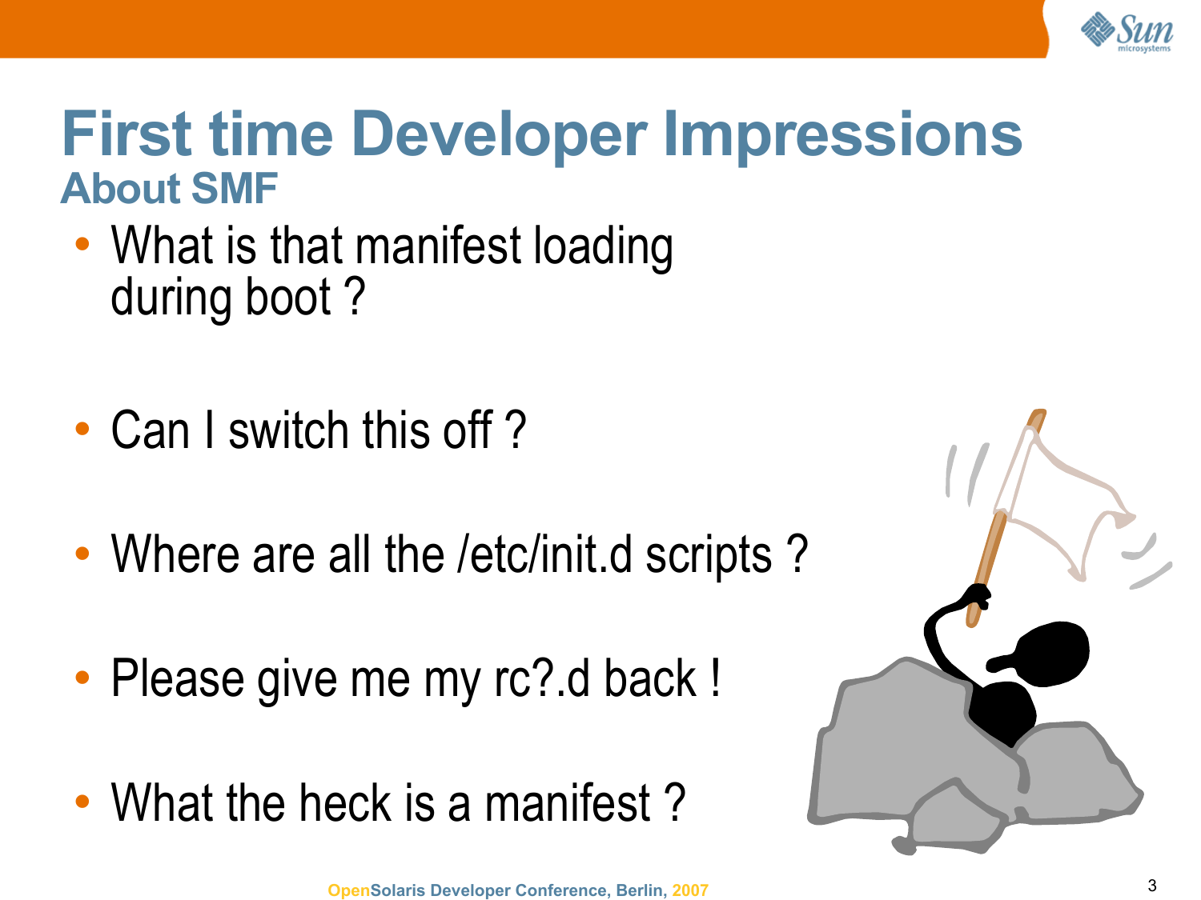# First time Developer Impressions

## About SMF

- What is that manifest loading during boot ?
- Can I switch this off ?
- Where are all the /etc/init.d scripts ?
- Please give me my rc?.d back !
- What the heck is a manifest ?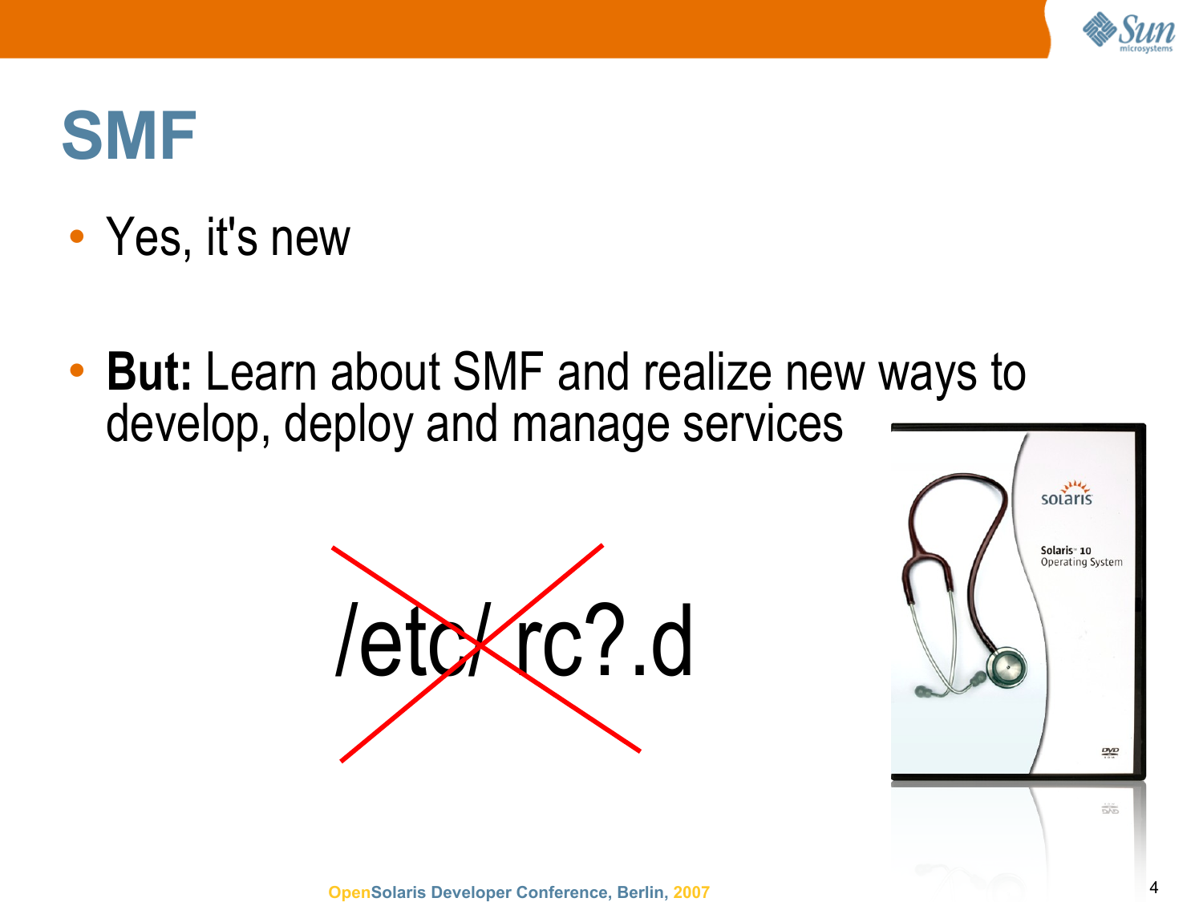# SMF

- Yes, it's new
- **But:** Learn about SMF and realize new ways to develop, deploy and manage services

~~/etc/rc?.d~~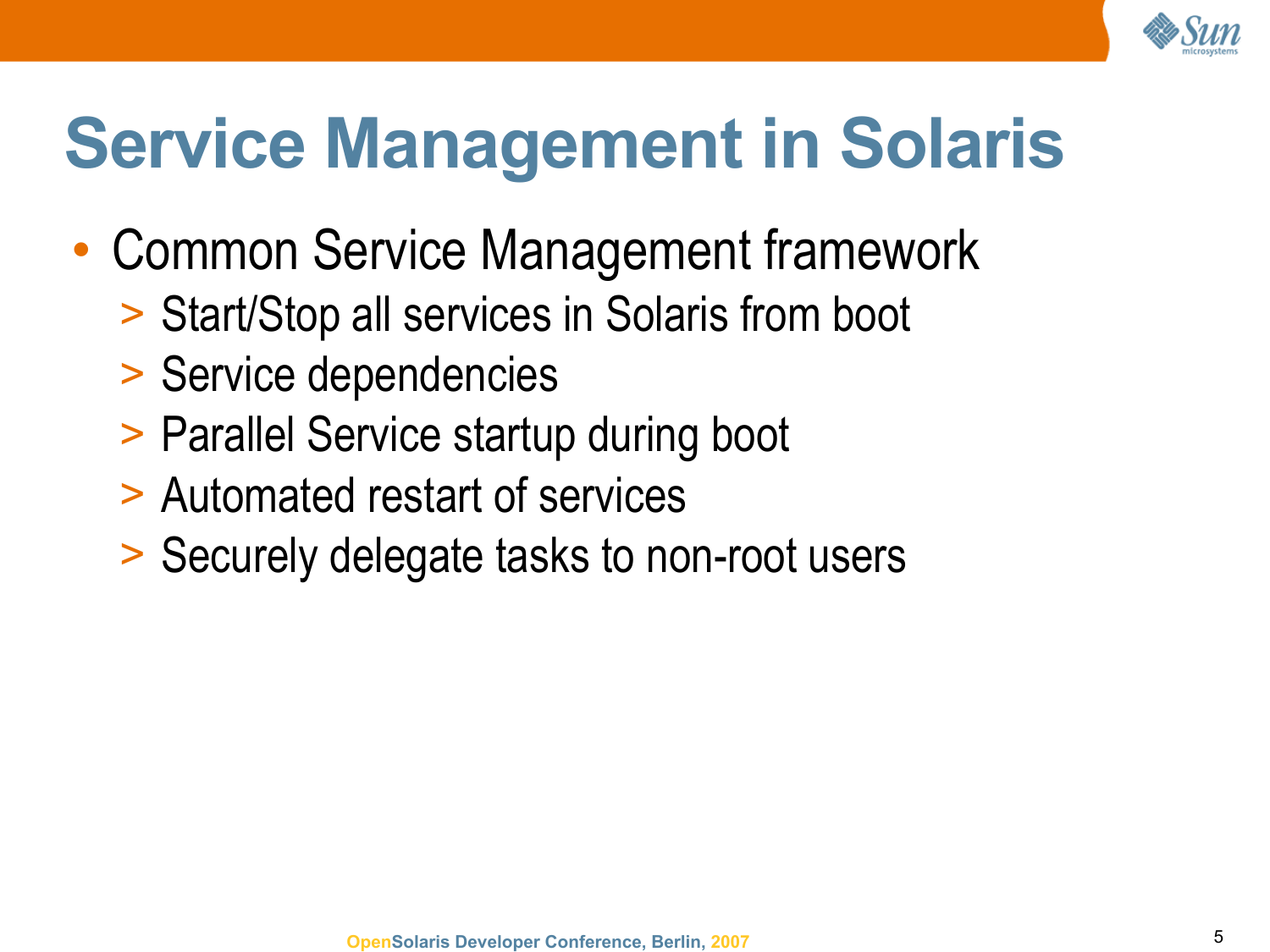# Service Management in Solaris

- Common Service Management framework
  - Start/Stop all services in Solaris from boot
  - Service dependencies
  - Parallel Service startup during boot
  - Automated restart of services
  - Securely delegate tasks to non-root users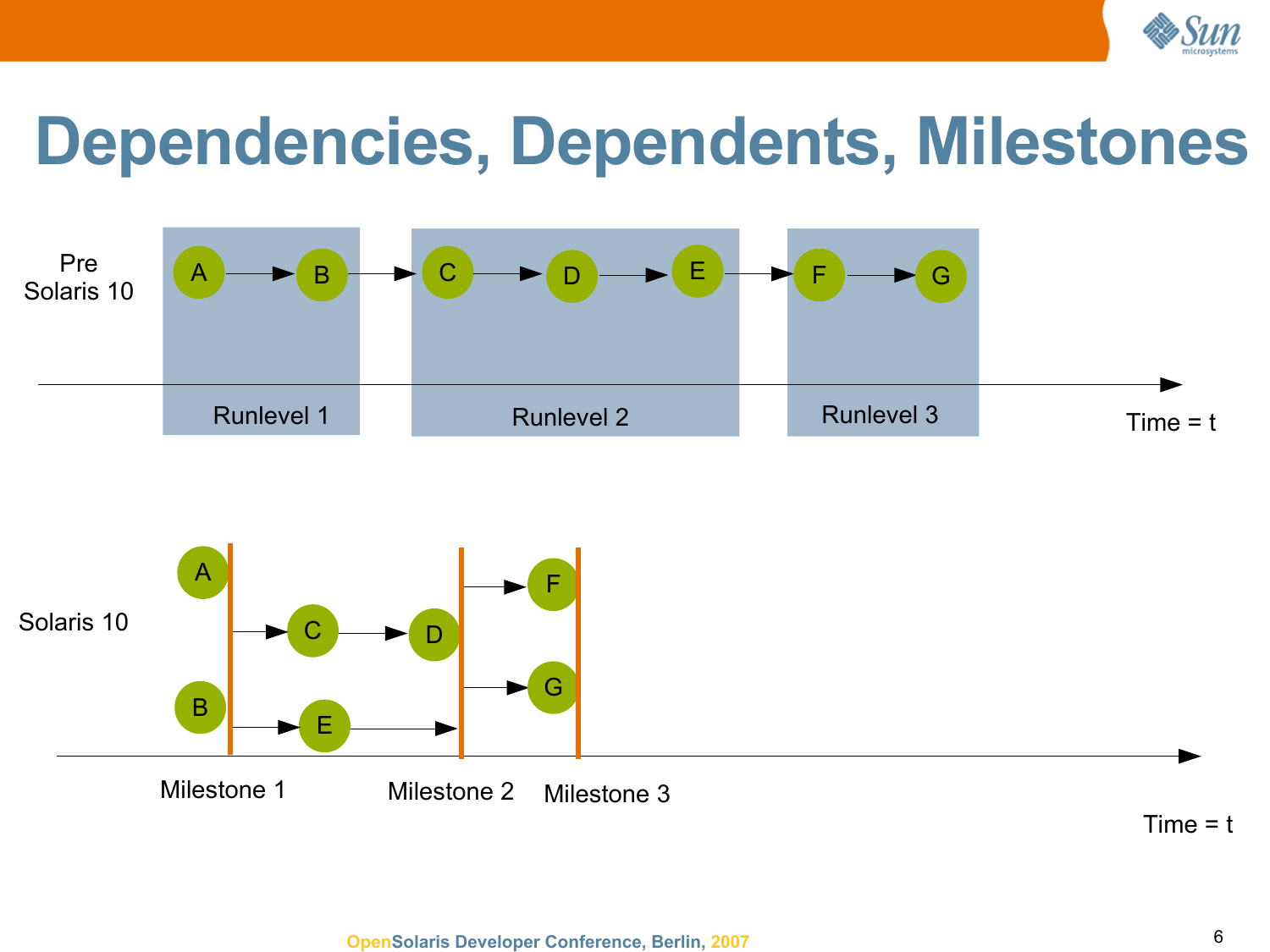# Dependencies, Dependents, Milestones

Pre Solaris 10

A → B → C → D → E → F → G

Runlevel 1

Runlevel 2

Runlevel 3

Time = t

Solaris 10

A

B

C

D

E

F

G

Milestone 1

Milestone 2

Milestone 3

Time = t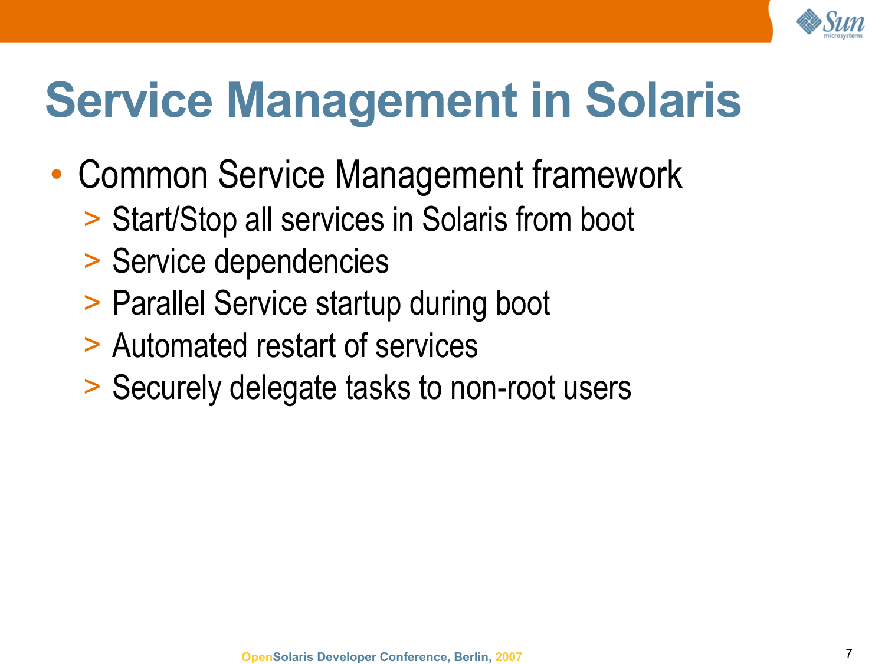# Service Management in Solaris

- Common Service Management framework
  - Start/Stop all services in Solaris from boot
  - Service dependencies
  - Parallel Service startup during boot
  - Automated restart of services
  - Securely delegate tasks to non-root users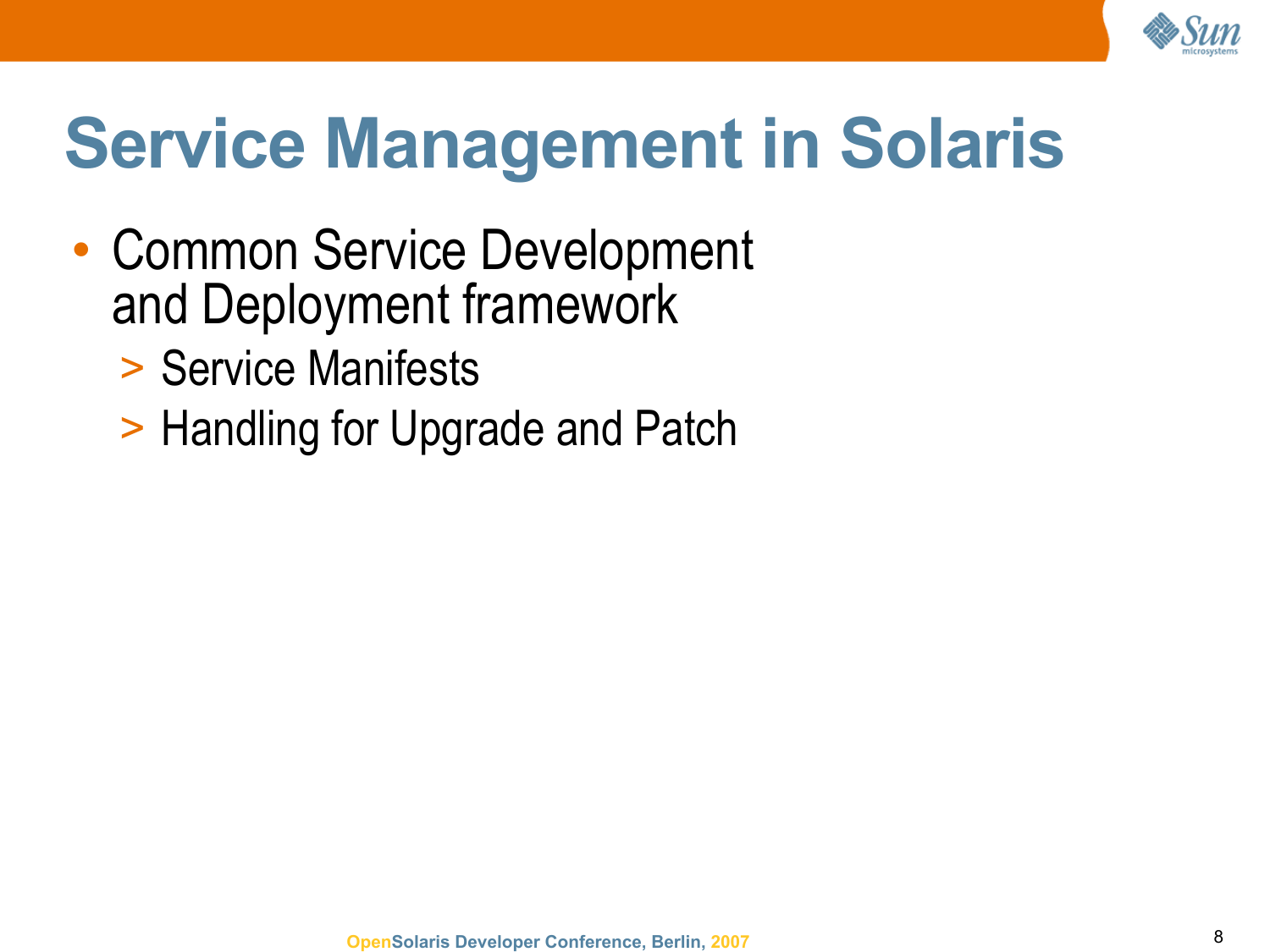# Service Management in Solaris

- Common Service Development and Deployment framework
  - Service Manifests
  - Handling for Upgrade and Patch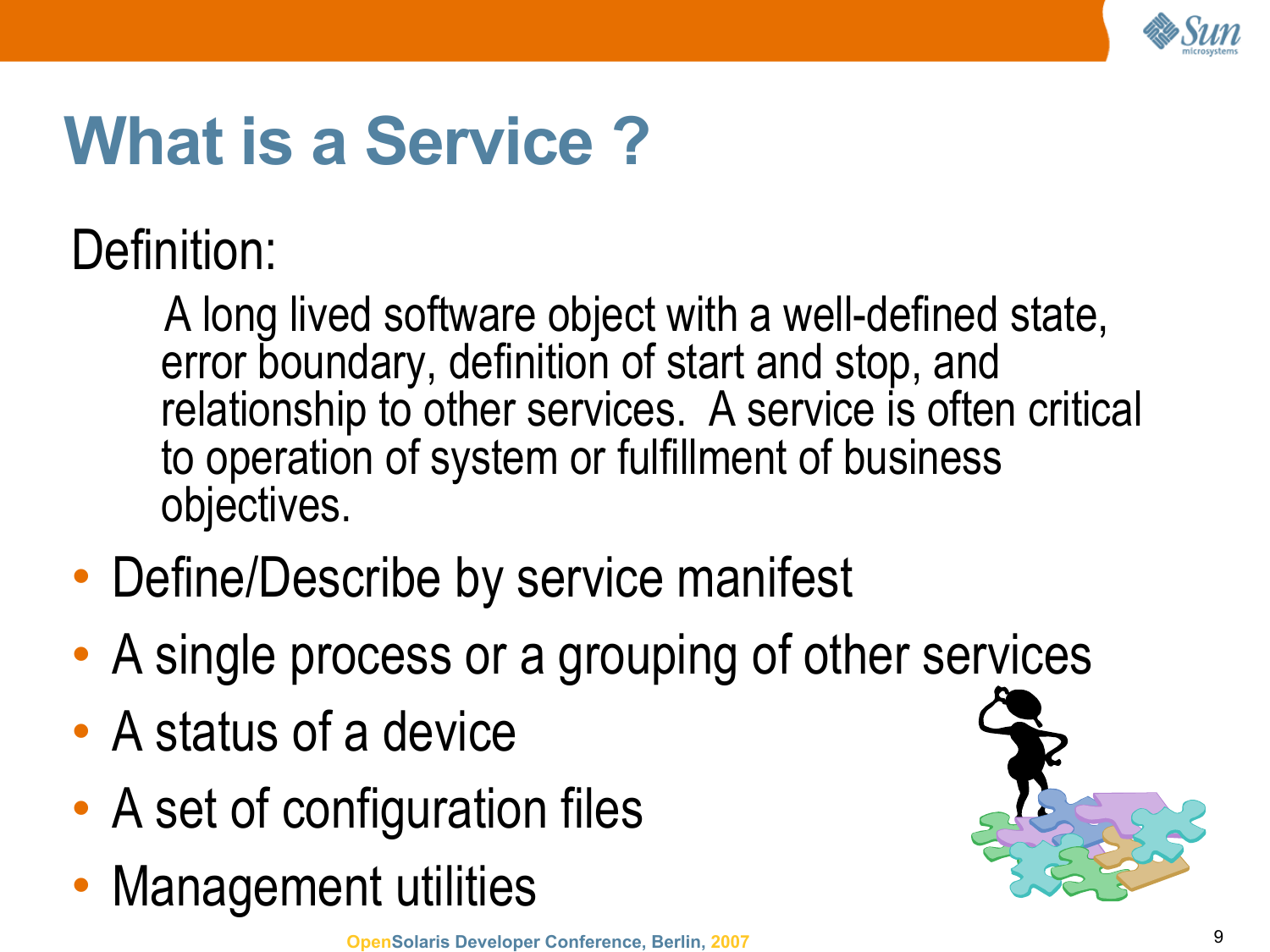# What is a Service ?

Definition:

> A long lived software object with a well-defined state, error boundary, definition of start and stop, and relationship to other services. A service is often critical to operation of system or fulfillment of business objectives.

- Define/Describe by service manifest
- A single process or a grouping of other services
- A status of a device
- A set of configuration files
- Management utilities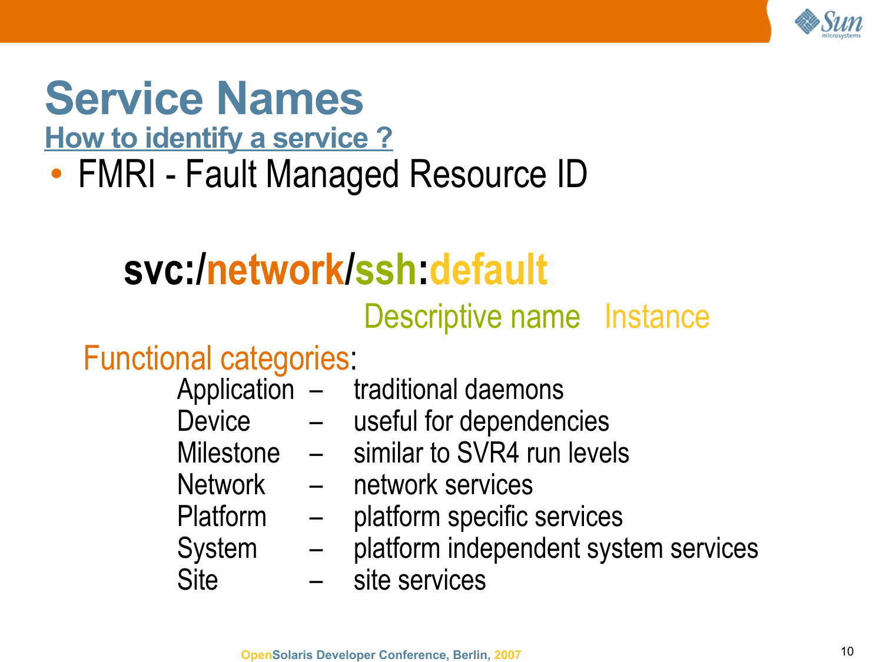# Service Names

## How to identify a service ?

- FMRI - Fault Managed Resource ID

**svc:/network/ssh:default**

Descriptive name   Instance

Functional categories:

| | | |
|---|---|---|
| Application | – | traditional daemons |
| Device | – | useful for dependencies |
| Milestone | – | similar to SVR4 run levels |
| Network | – | network services |
| Platform | – | platform specific services |
| System | – | platform independent system services |
| Site | – | site services |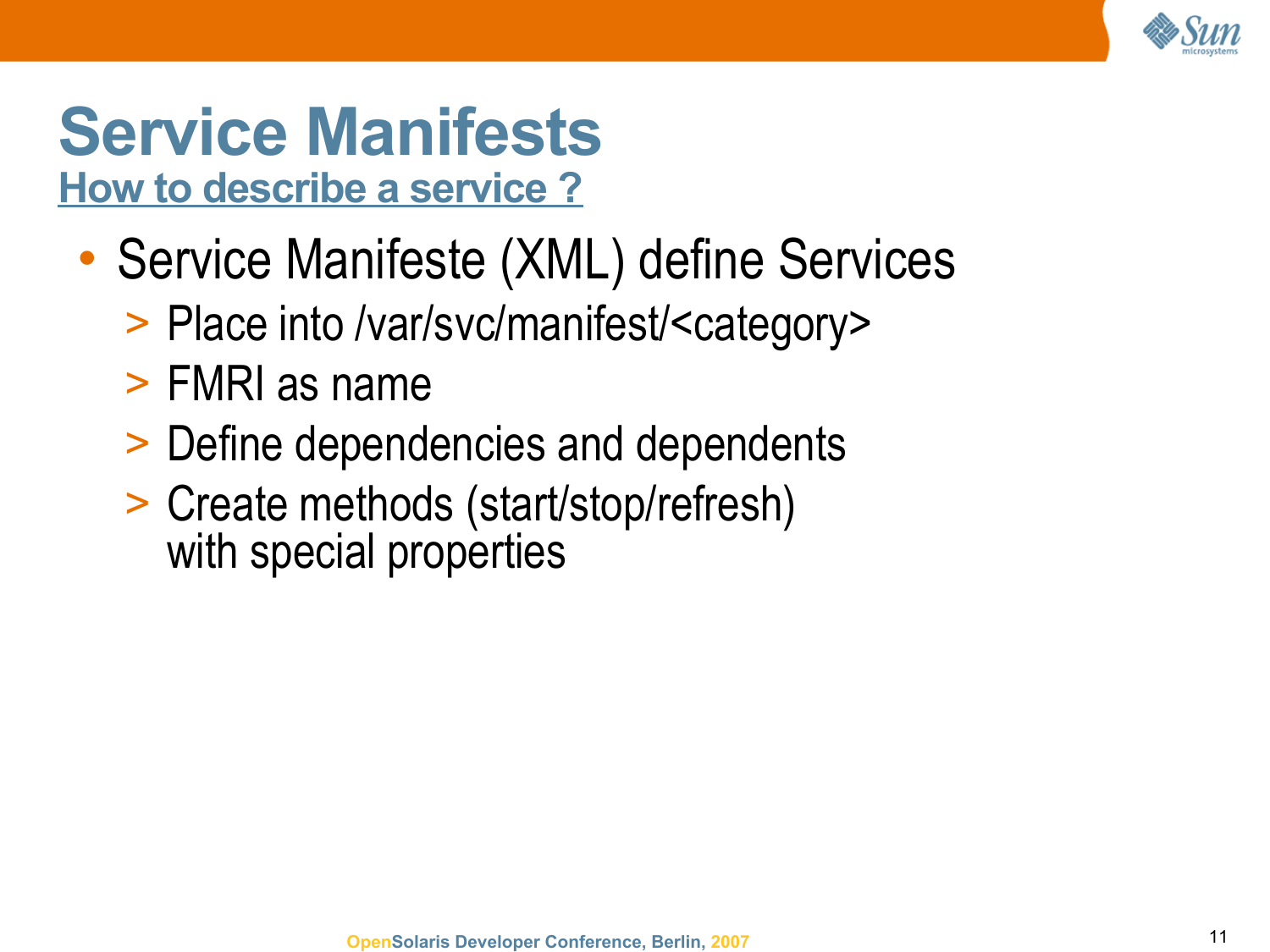# Service Manifests

## How to describe a service ?

- Service Manifeste (XML) define Services
  - Place into /var/svc/manifest/<category>
  - FMRI as name
  - Define dependencies and dependents
  - Create methods (start/stop/refresh) with special properties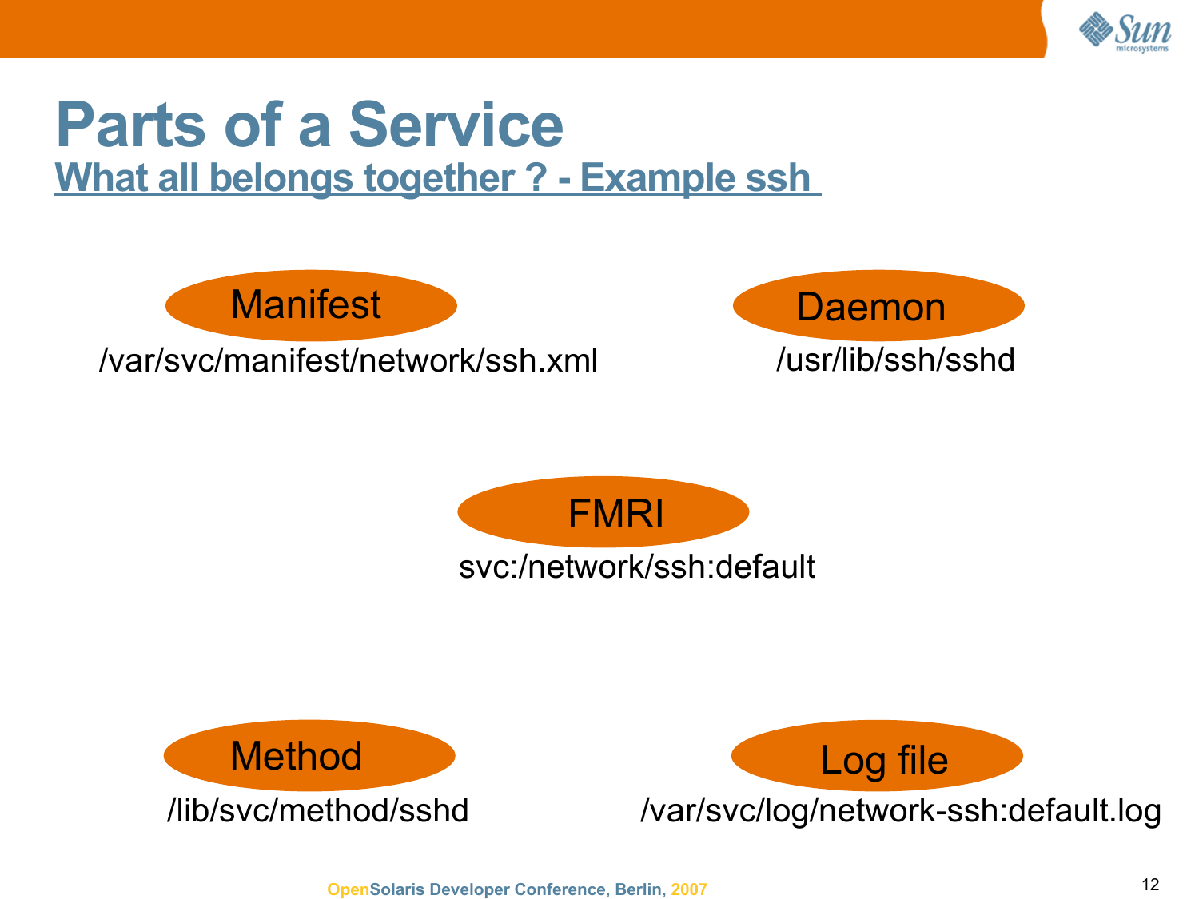# Parts of a Service

## What all belongs together ? - Example ssh

**Manifest**

/var/svc/manifest/network/ssh.xml

**Daemon**

/usr/lib/ssh/sshd

**FMRI**

svc:/network/ssh:default

**Method**

/lib/svc/method/sshd

**Log file**

/var/svc/log/network-ssh:default.log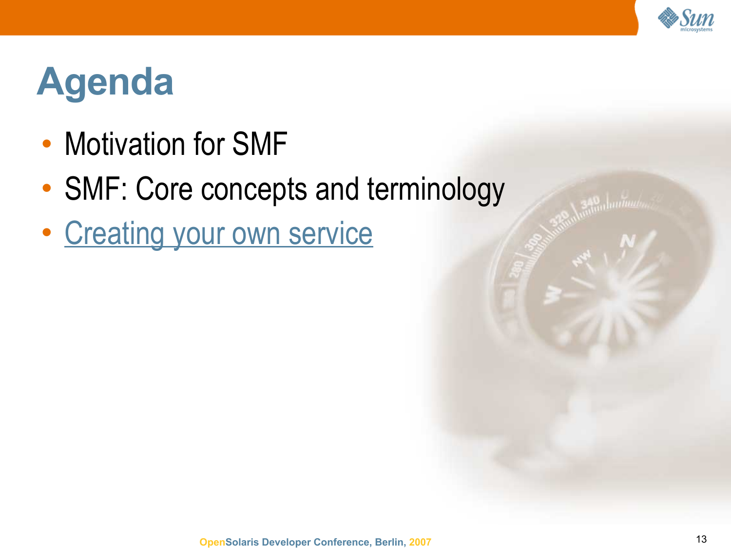# Agenda

- Motivation for SMF
- SMF: Core concepts and terminology
- Creating your own service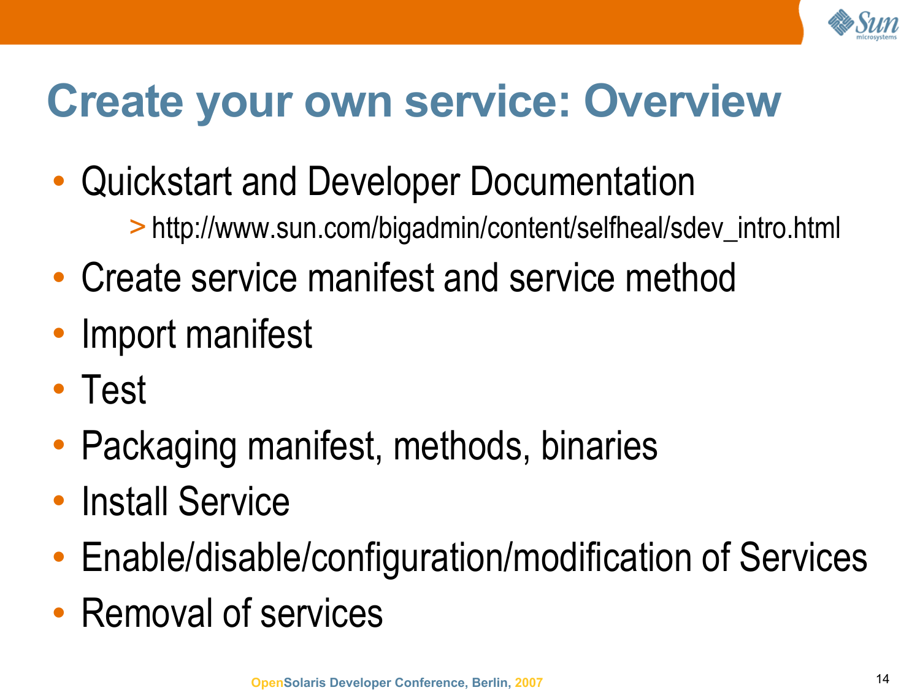# Create your own service: Overview

- Quickstart and Developer Documentation
  - > http://www.sun.com/bigadmin/content/selfheal/sdev_intro.html
- Create service manifest and service method
- Import manifest
- Test
- Packaging manifest, methods, binaries
- Install Service
- Enable/disable/configuration/modification of Services
- Removal of services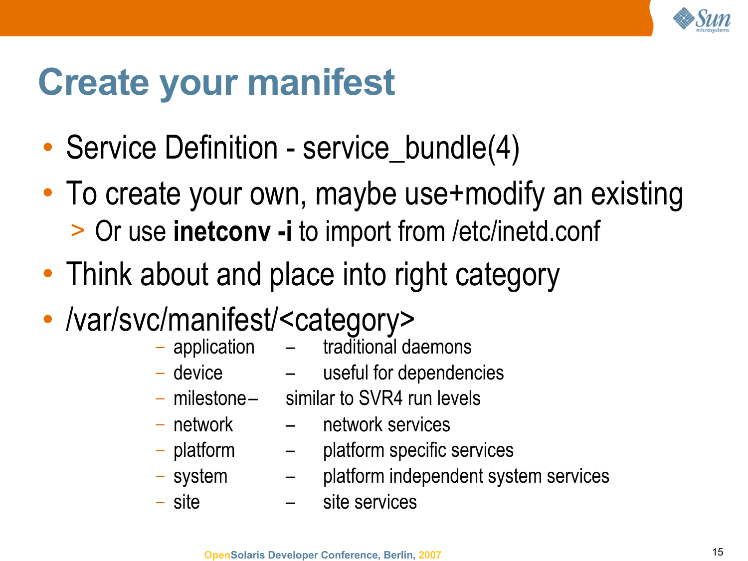# Create your manifest

- Service Definition - service_bundle(4)
- To create your own, maybe use+modify an existing
  - Or use **inetconv -i** to import from /etc/inetd.conf
- Think about and place into right category
- /var/svc/manifest/<category>
  - application – traditional daemons
  - device – useful for dependencies
  - milestone – similar to SVR4 run levels
  - network – network services
  - platform – platform specific services
  - system – platform independent system services
  - site – site services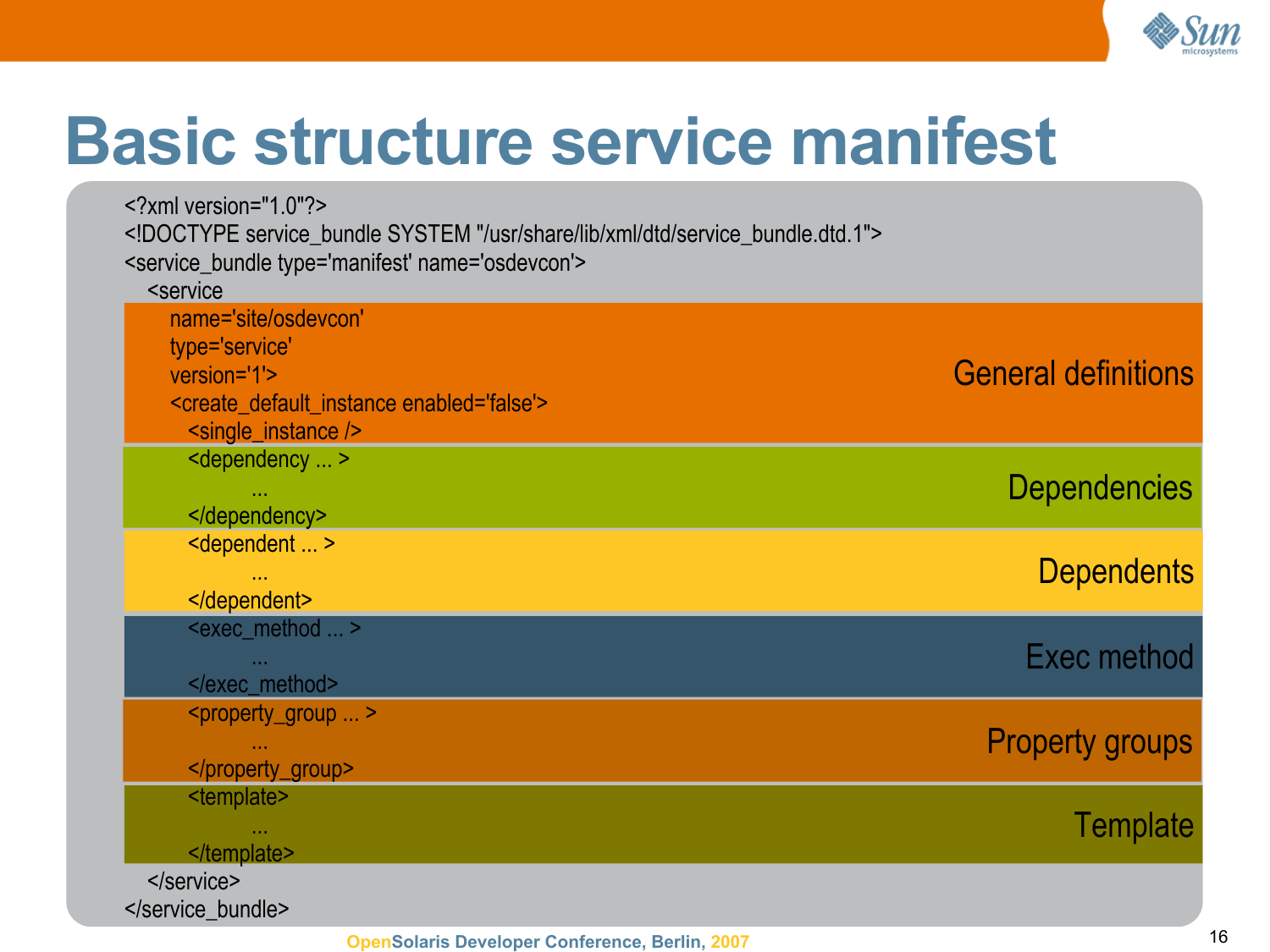# Basic structure service manifest

```xml
<?xml version="1.0"?>
<!DOCTYPE service_bundle SYSTEM "/usr/share/lib/xml/dtd/service_bundle.dtd.1">
<service_bundle type='manifest' name='osdevcon'>
  <service
    name='site/osdevcon'
    type='service'
    version='1'>
    <create_default_instance enabled='false'>
      <single_instance />
      <dependency ... >
              ...
      </dependency>
      <dependent ... >
              ...
      </dependent>
      <exec_method ... >
              ...
      </exec_method>
      <property_group ... >
              ...
      </property_group>
      <template>
              ...
      </template>
  </service>
</service_bundle>
```

- General definitions
- Dependencies
- Dependents
- Exec method
- Property groups
- Template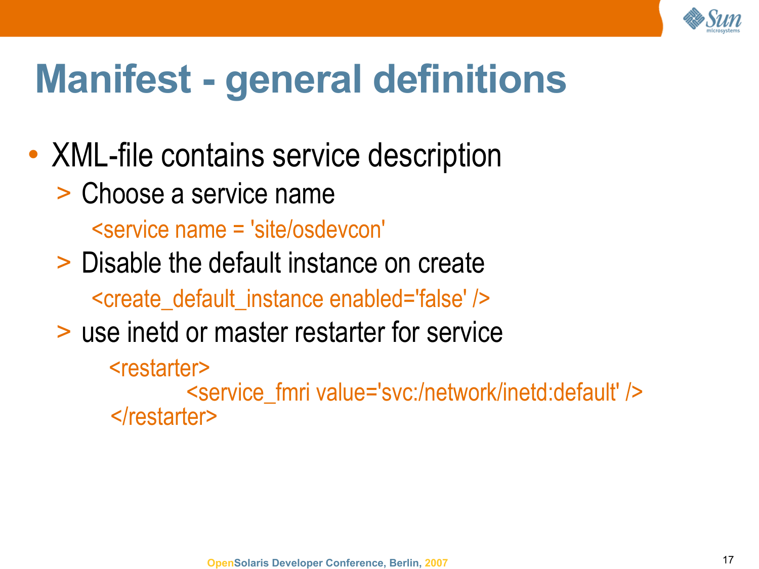# Manifest - general definitions

- XML-file contains service description
  - Choose a service name

    ```
    <service name = 'site/osdevcon'
    ```

  - Disable the default instance on create

    ```
    <create_default_instance enabled='false' />
    ```

  - use inetd or master restarter for service

    ```
    <restarter>
            <service_fmri value='svc:/network/inetd:default' />
    </restarter>
    ```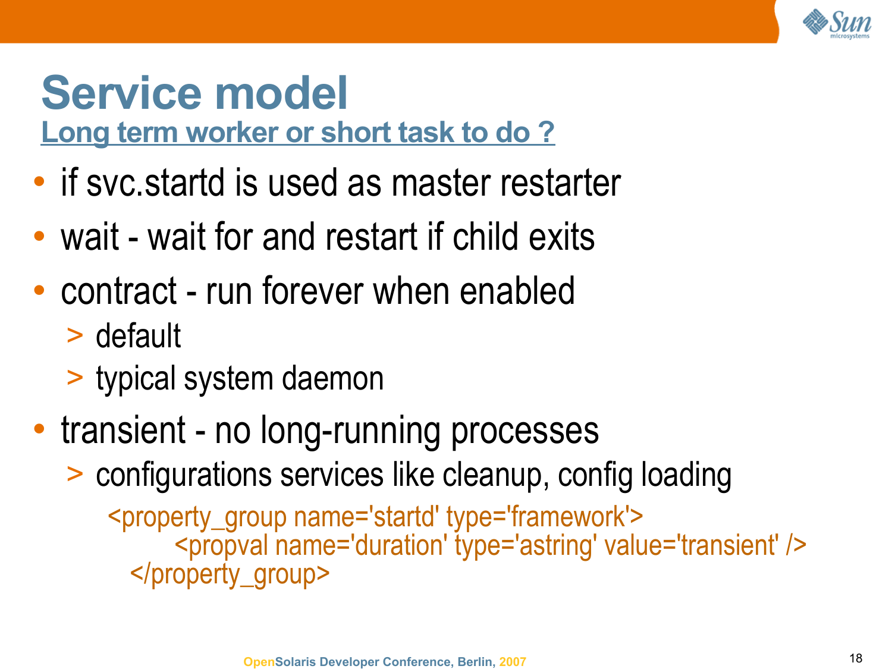# Service model

## Long term worker or short task to do ?

- if svc.startd is used as master restarter
- wait - wait for and restart if child exits
- contract - run forever when enabled
  - default
  - typical system daemon
- transient - no long-running processes
  - configurations services like cleanup, config loading

```
<property_group name='startd' type='framework'>
        <propval name='duration' type='astring' value='transient' />
  </property_group>
```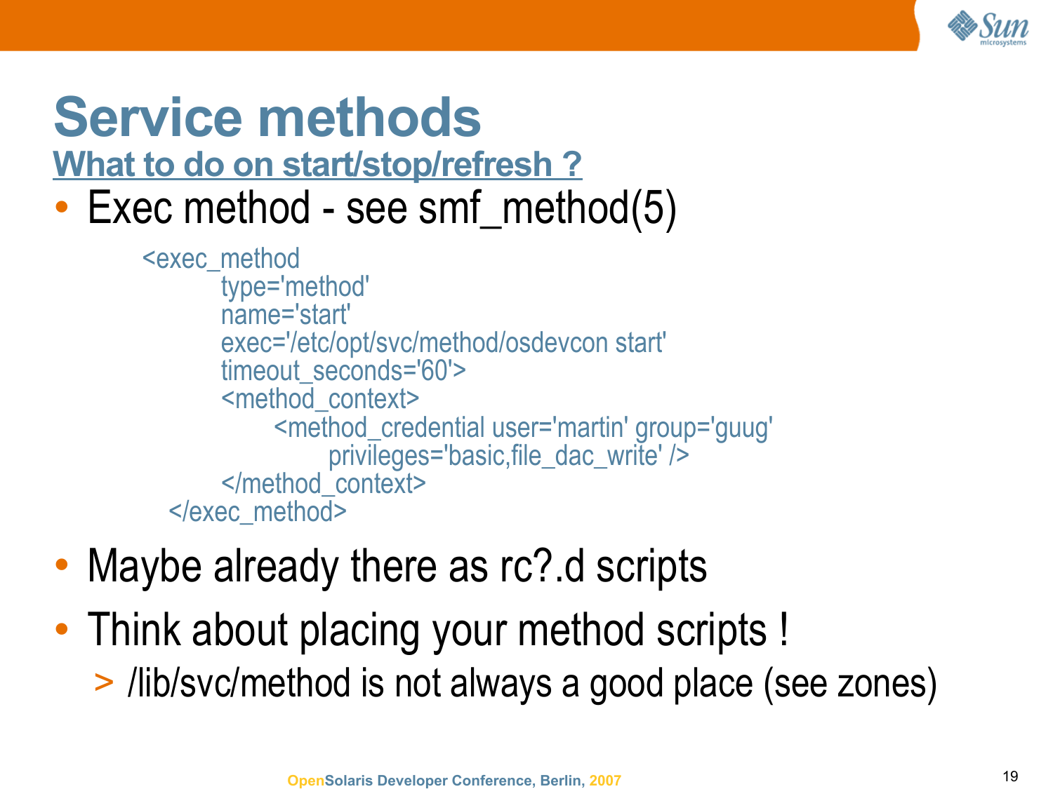# Service methods

## What to do on start/stop/refresh ?

- Exec method - see smf_method(5)

```
<exec_method
        type='method'
        name='start'
        exec='/etc/opt/svc/method/osdevcon start'
        timeout_seconds='60'>
        <method_context>
              <method_credential user='martin' group='guug'
                    privileges='basic,file_dac_write' />
        </method_context>
  </exec_method>
```

- Maybe already there as rc?.d scripts
- Think about placing your method scripts !
  - /lib/svc/method is not always a good place (see zones)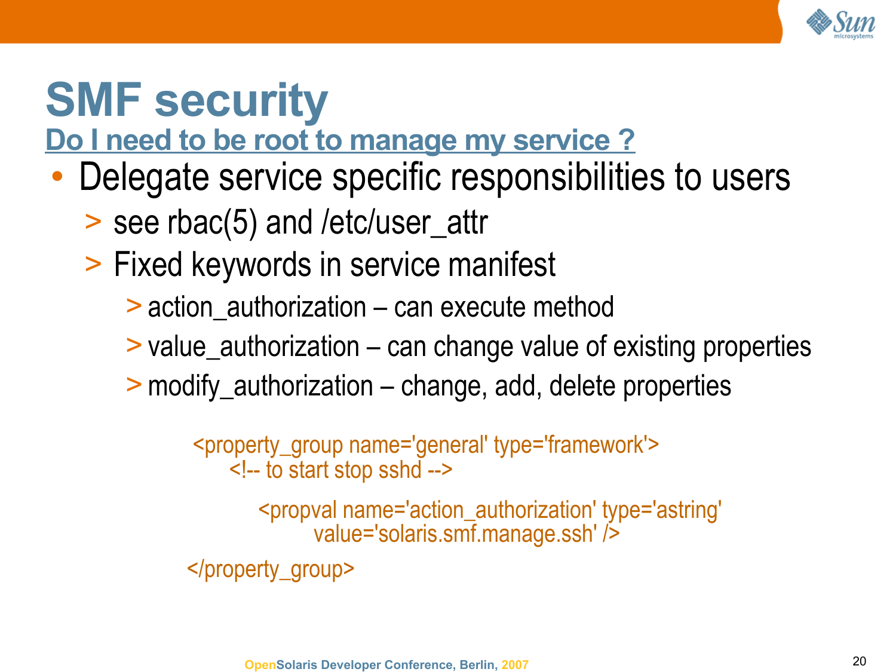# SMF security

## Do I need to be root to manage my service ?

- Delegate service specific responsibilities to users
  - see rbac(5) and /etc/user_attr
  - Fixed keywords in service manifest
    - action_authorization – can execute method
    - value_authorization – can change value of existing properties
    - modify_authorization – change, add, delete properties

```
<property_group name='general' type='framework'>
    <!-- to start stop sshd -->

        <propval name='action_authorization' type='astring'
            value='solaris.smf.manage.ssh' />

</property_group>
```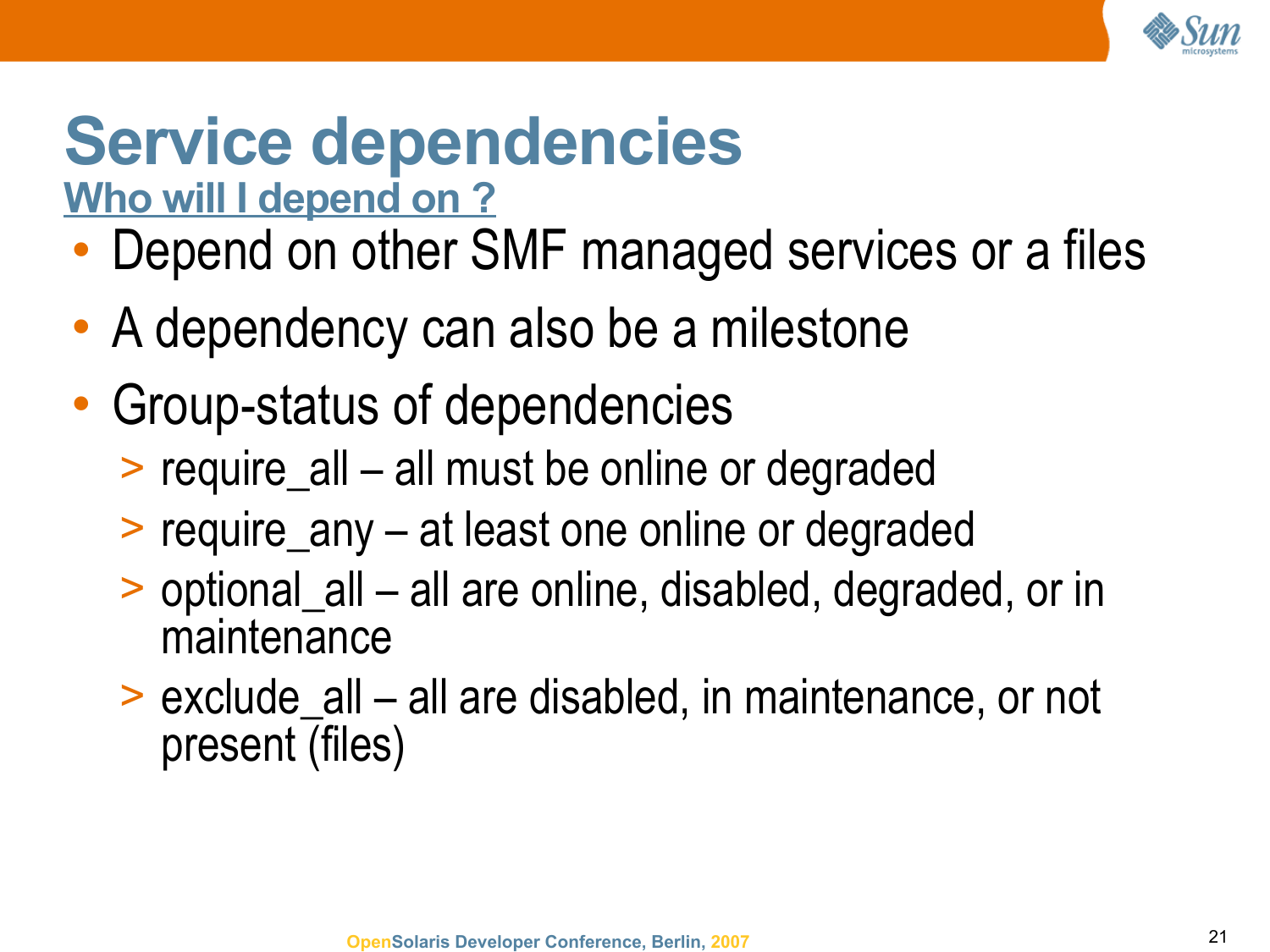# Service dependencies

## Who will I depend on ?

- Depend on other SMF managed services or a files
- A dependency can also be a milestone
- Group-status of dependencies
  - require_all – all must be online or degraded
  - require_any – at least one online or degraded
  - optional_all – all are online, disabled, degraded, or in maintenance
  - exclude_all – all are disabled, in maintenance, or not present (files)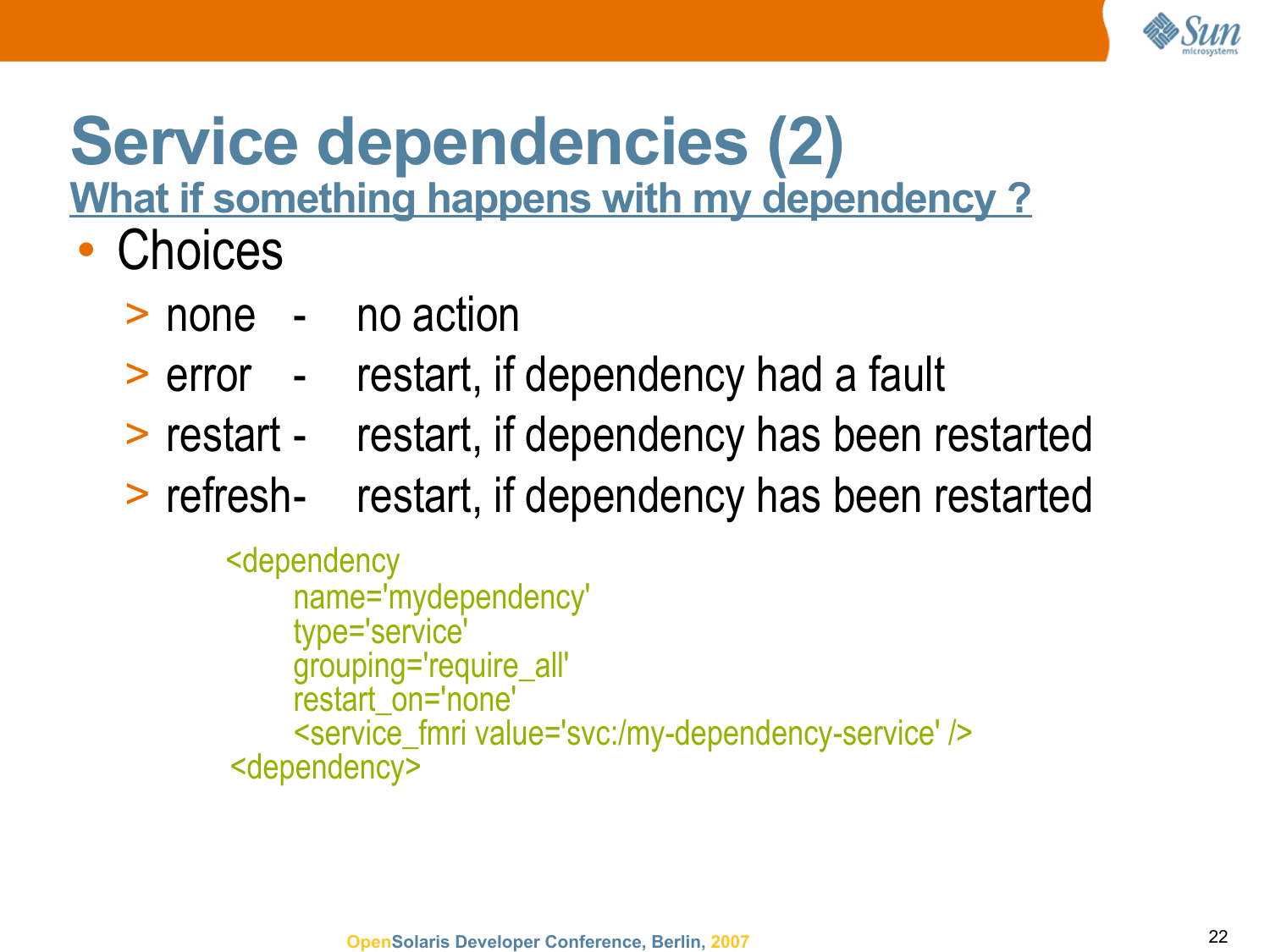# Service dependencies (2)

## What if something happens with my dependency ?

- Choices
  - none - no action
  - error - restart, if dependency had a fault
  - restart - restart, if dependency has been restarted
  - refresh- restart, if dependency has been restarted

```
<dependency
    name='mydependency'
    type='service'
    grouping='require_all'
    restart_on='none'
    <service_fmri value='svc:/my-dependency-service' />
<dependency>
```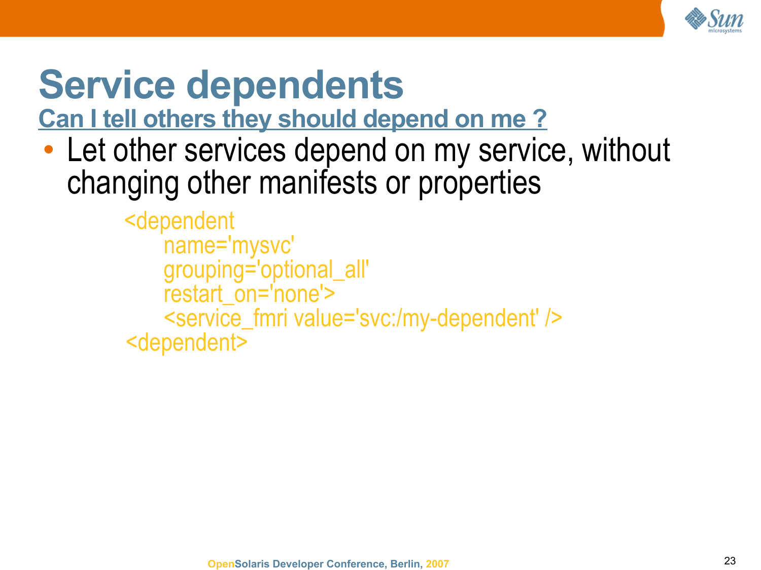# Service dependents

## Can I tell others they should depend on me ?

- Let other services depend on my service, without changing other manifests or properties

```
<dependent
    name='mysvc'
    grouping='optional_all'
    restart_on='none'>
    <service_fmri value='svc:/my-dependent' />
<dependent>
```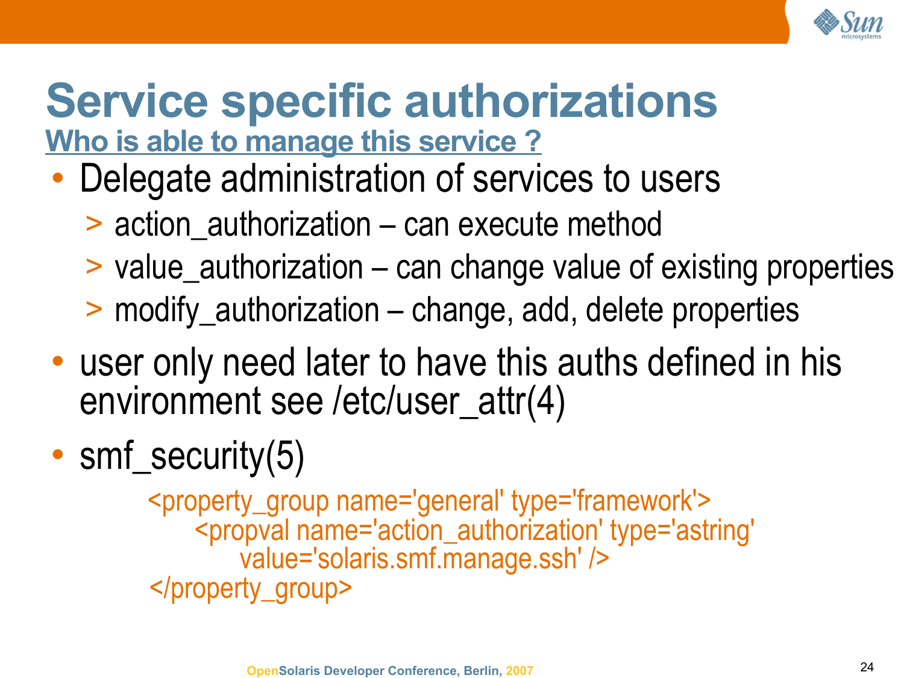# Service specific authorizations

## Who is able to manage this service ?

- Delegate administration of services to users
  - action_authorization – can execute method
  - value_authorization – can change value of existing properties
  - modify_authorization – change, add, delete properties
- user only need later to have this auths defined in his environment see /etc/user_attr(4)
- smf_security(5)

```
<property_group name='general' type='framework'>
    <propval name='action_authorization' type='astring'
        value='solaris.smf.manage.ssh' />
</property_group>
```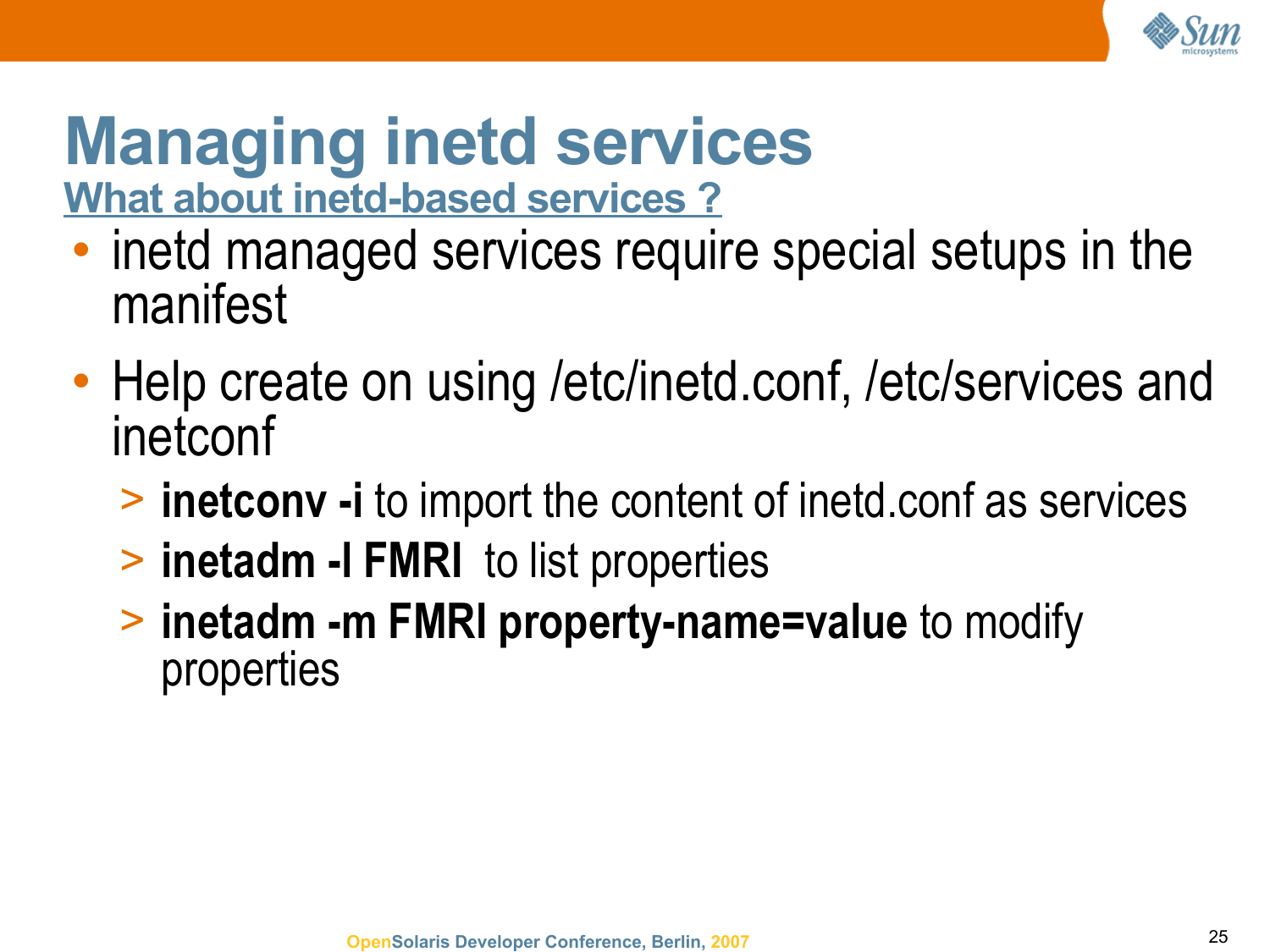# Managing inetd services

## What about inetd-based services ?

- inetd managed services require special setups in the manifest
- Help create on using /etc/inetd.conf, /etc/services and inetconf
  - **inetconv -i** to import the content of inetd.conf as services
  - **inetadm -l FMRI** to list properties
  - **inetadm -m FMRI property-name=value** to modify properties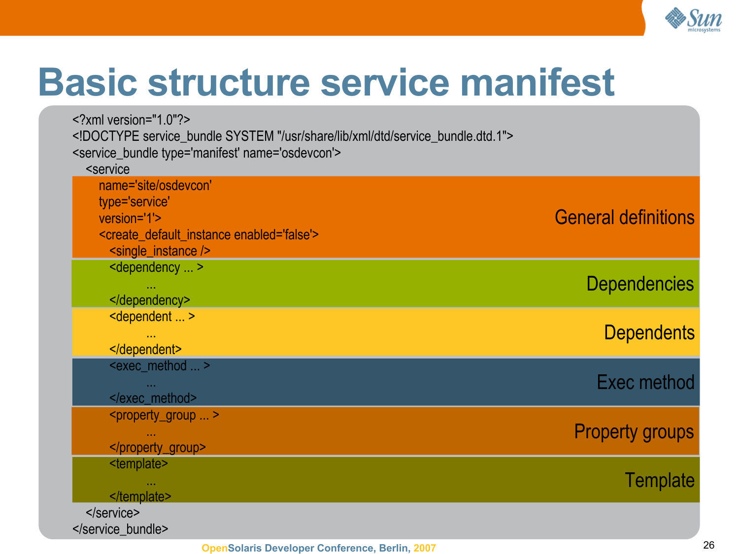# Basic structure service manifest

```
<?xml version="1.0"?>
<!DOCTYPE service_bundle SYSTEM "/usr/share/lib/xml/dtd/service_bundle.dtd.1">
<service_bundle type='manifest' name='osdevcon'>
  <service
    name='site/osdevcon'
    type='service'
    version='1'>
    <create_default_instance enabled='false'>
      <single_instance />
      <dependency ... >
            ...
      </dependency>
      <dependent ... >
            ...
      </dependent>
      <exec_method ... >
            ...
      </exec_method>
      <property_group ... >
            ...
      </property_group>
      <template>
            ...
      </template>
  </service>
</service_bundle>
```

- General definitions: name, type, version, create_default_instance, single_instance
- Dependencies: `<dependency ... >`
- Dependents: `<dependent ... >`
- Exec method: `<exec_method ... >`
- Property groups: `<property_group ... >`
- Template: `<template>`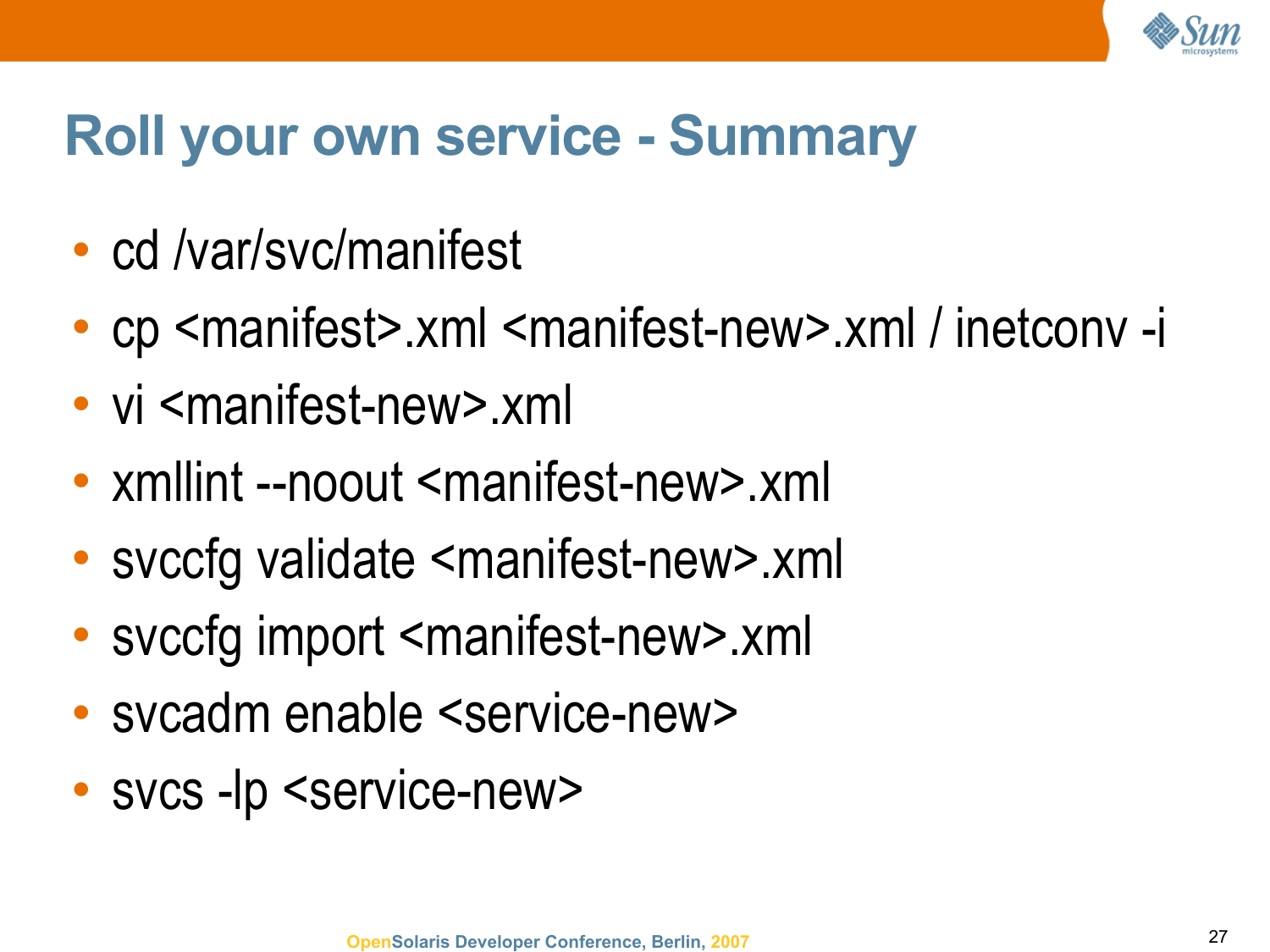# Roll your own service - Summary

- cd /var/svc/manifest
- cp <manifest>.xml <manifest-new>.xml / inetconv -i
- vi <manifest-new>.xml
- xmllint --noout <manifest-new>.xml
- svccfg validate <manifest-new>.xml
- svccfg import <manifest-new>.xml
- svcadm enable <service-new>
- svcs -lp <service-new>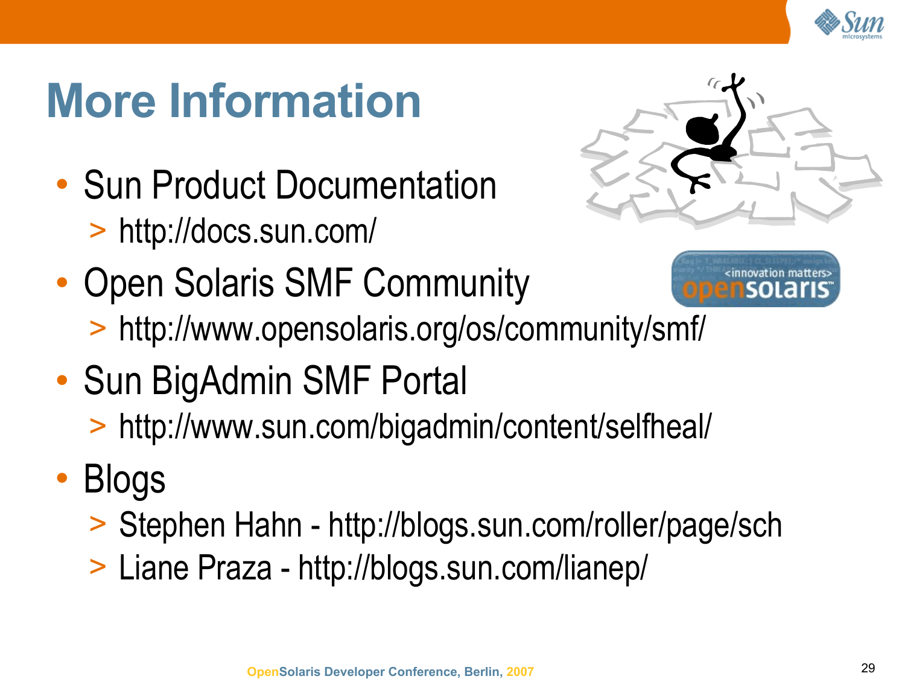# More Information

- Sun Product Documentation
  - http://docs.sun.com/
- Open Solaris SMF Community
  - http://www.opensolaris.org/os/community/smf/
- Sun BigAdmin SMF Portal
  - http://www.sun.com/bigadmin/content/selfheal/
- Blogs
  - Stephen Hahn - http://blogs.sun.com/roller/page/sch
  - Liane Praza - http://blogs.sun.com/lianep/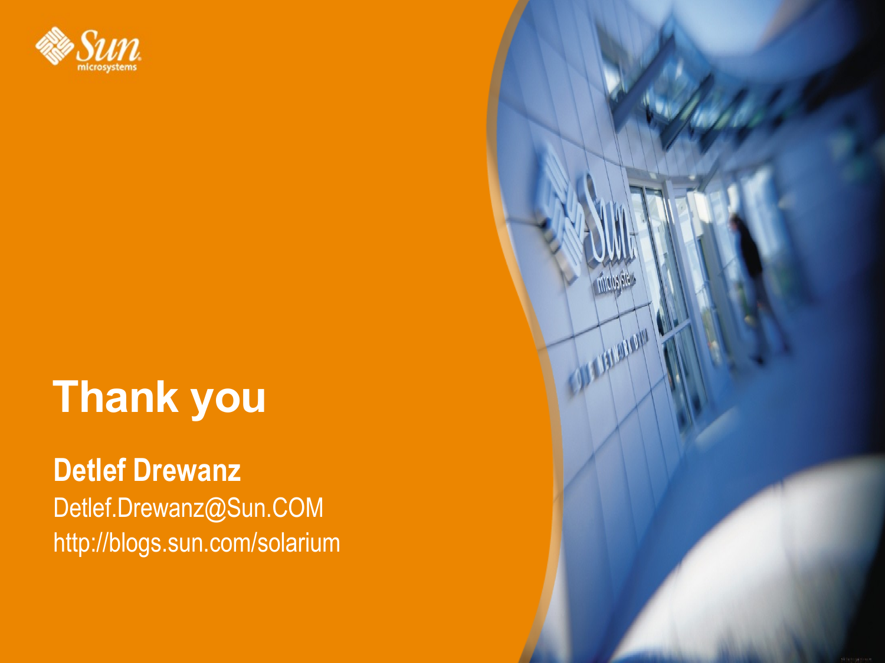# Thank you

**Detlef Drewanz**

Detlef.Drewanz@Sun.COM

http://blogs.sun.com/solarium